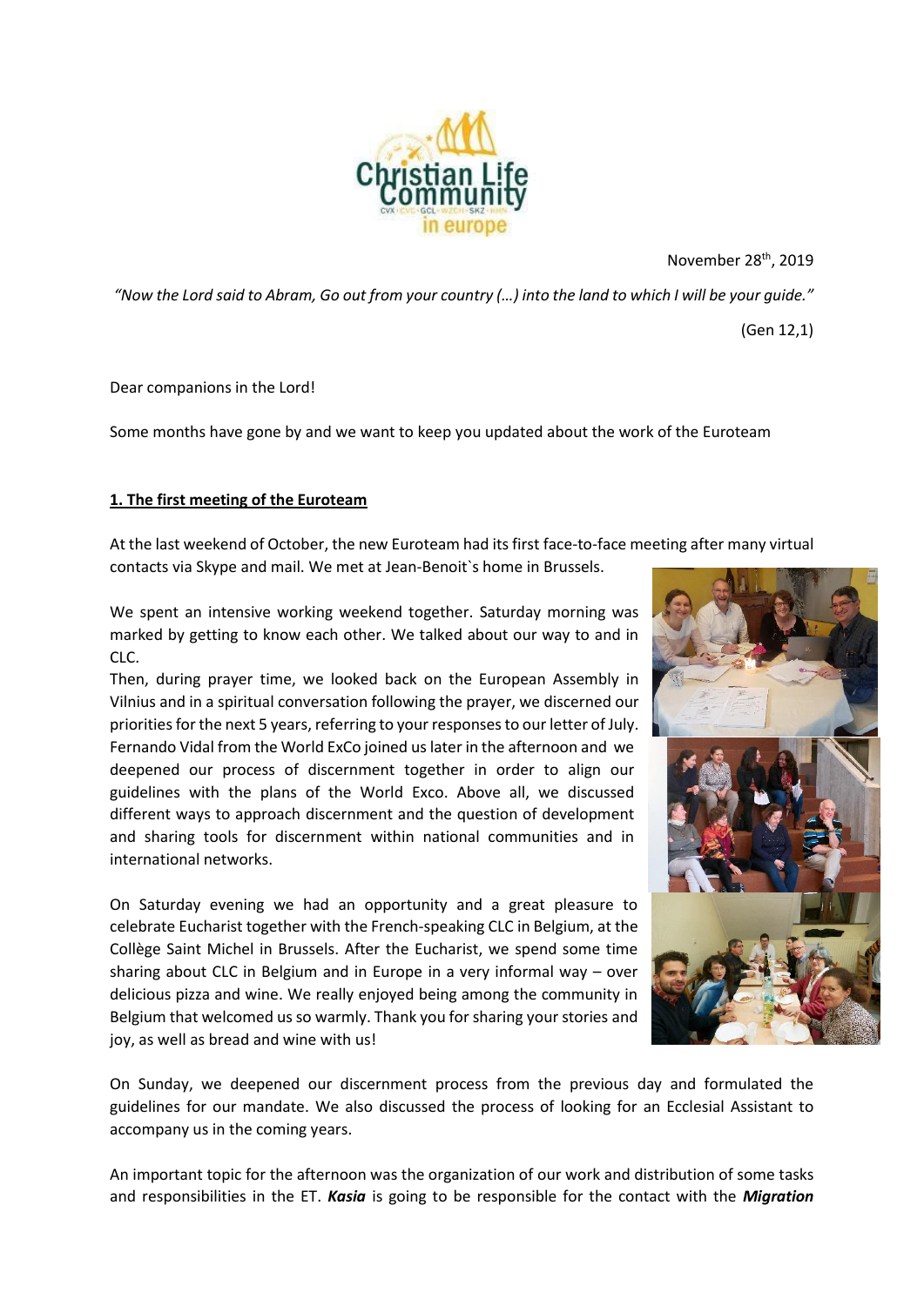November 28th, 2019

*"Now the Lord said to Abram, Go out from your country (…) into the land to which I will be your guide."*

(Gen 12,1)

Dear companions in the Lord!

Some months have gone by and we want to keep you updated about the work of the Euroteam

## 1. The first meeting of the Euroteam

At the last weekend of October, the new Euroteam had its first face-to-face meeting after many virtual contacts via Skype and mail. We met at Jean-Benoit`s home in Brussels.

We spent an intensive working weekend together. Saturday morning was marked by getting to know each other. We talked about our way to and in CLC.
Then, during prayer time, we looked back on the European Assembly in Vilnius and in a spiritual conversation following the prayer, we discerned our priorities for the next 5 years, referring to your responses to our letter of July. Fernando Vidal from the World ExCo joined us later in the afternoon and we deepened our process of discernment together in order to align our guidelines with the plans of the World Exco. Above all, we discussed different ways to approach discernment and the question of development and sharing tools for discernment within national communities and in international networks.

On Saturday evening we had an opportunity and a great pleasure to celebrate Eucharist together with the French-speaking CLC in Belgium, at the Collège Saint Michel in Brussels. After the Eucharist, we spend some time sharing about CLC in Belgium and in Europe in a very informal way – over delicious pizza and wine. We really enjoyed being among the community in Belgium that welcomed us so warmly. Thank you for sharing your stories and joy, as well as bread and wine with us!

On Sunday, we deepened our discernment process from the previous day and formulated the guidelines for our mandate. We also discussed the process of looking for an Ecclesial Assistant to accompany us in the coming years.

An important topic for the afternoon was the organization of our work and distribution of some tasks and responsibilities in the ET. ***Kasia*** is going to be responsible for the contact with the ***Migration***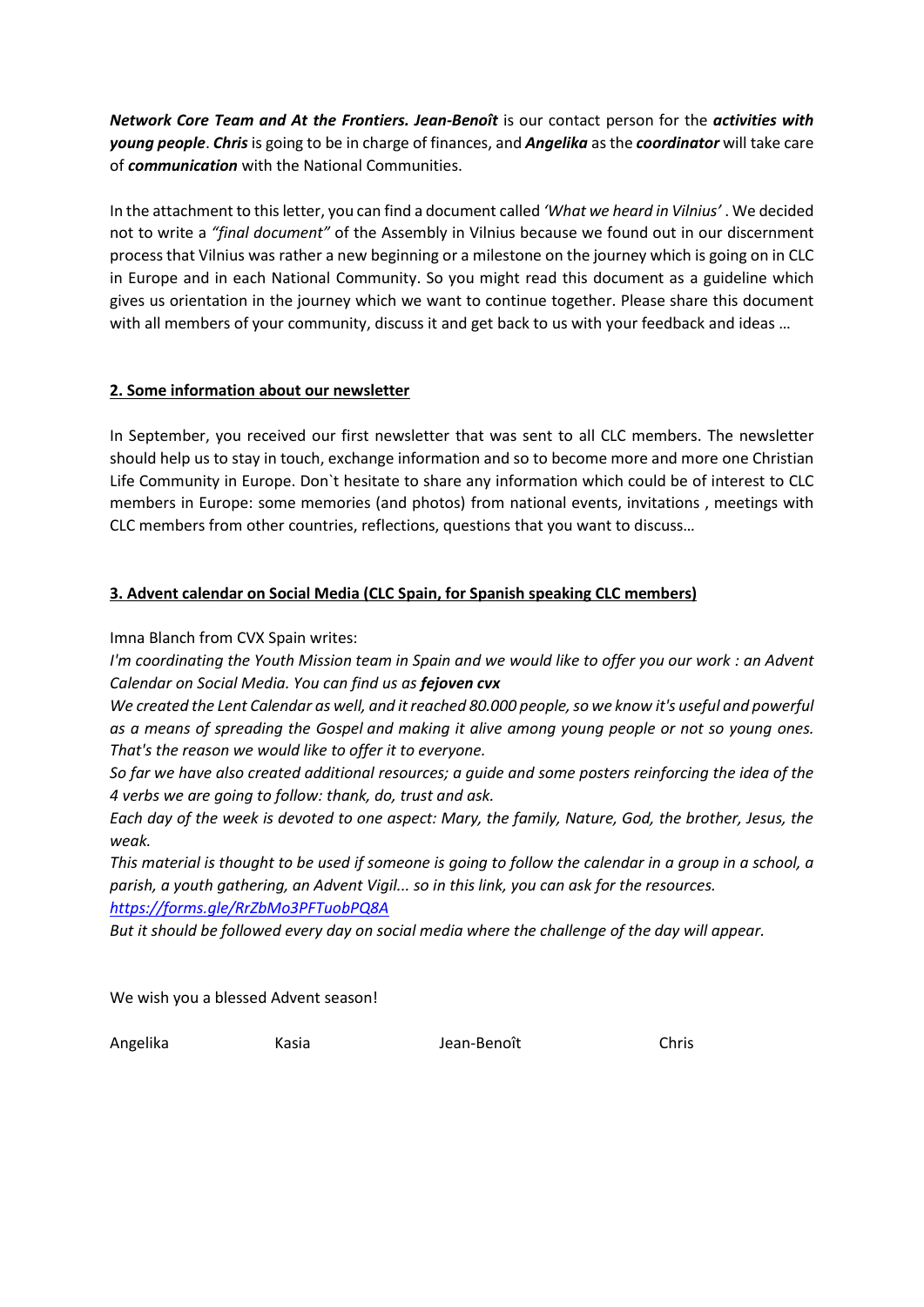***Network Core Team and At the Frontiers. Jean-Benoît*** is our contact person for the ***activities with young people***. ***Chris*** is going to be in charge of finances, and ***Angelika*** as the ***coordinator*** will take care of ***communication*** with the National Communities.

In the attachment to this letter, you can find a document called *'What we heard in Vilnius'* . We decided not to write a *"final document"* of the Assembly in Vilnius because we found out in our discernment process that Vilnius was rather a new beginning or a milestone on the journey which is going on in CLC in Europe and in each National Community. So you might read this document as a guideline which gives us orientation in the journey which we want to continue together. Please share this document with all members of your community, discuss it and get back to us with your feedback and ideas …

**<u>2. Some information about our newsletter</u>**

In September, you received our first newsletter that was sent to all CLC members. The newsletter should help us to stay in touch, exchange information and so to become more and more one Christian Life Community in Europe. Don`t hesitate to share any information which could be of interest to CLC members in Europe: some memories (and photos) from national events, invitations , meetings with CLC members from other countries, reflections, questions that you want to discuss…

**<u>3. Advent calendar on Social Media (CLC Spain, for Spanish speaking CLC members)</u>**

Imna Blanch from CVX Spain writes:

*I'm coordinating the Youth Mission team in Spain and we would like to offer you our work : an Advent Calendar on Social Media. You can find us as **fejoven cvx***

*We created the Lent Calendar as well, and it reached 80.000 people, so we know it's useful and powerful as a means of spreading the Gospel and making it alive among young people or not so young ones. That's the reason we would like to offer it to everyone.*

*So far we have also created additional resources; a guide and some posters reinforcing the idea of the 4 verbs we are going to follow: thank, do, trust and ask.*

*Each day of the week is devoted to one aspect: Mary, the family, Nature, God, the brother, Jesus, the weak.*

*This material is thought to be used if someone is going to follow the calendar in a group in a school, a parish, a youth gathering, an Advent Vigil... so in this link, you can ask for the resources.* *https://forms.gle/RrZbMo3PFTuobPQ8A*

*But it should be followed every day on social media where the challenge of the day will appear.*

We wish you a blessed Advent season!

Angelika Kasia Jean-Benoît Chris